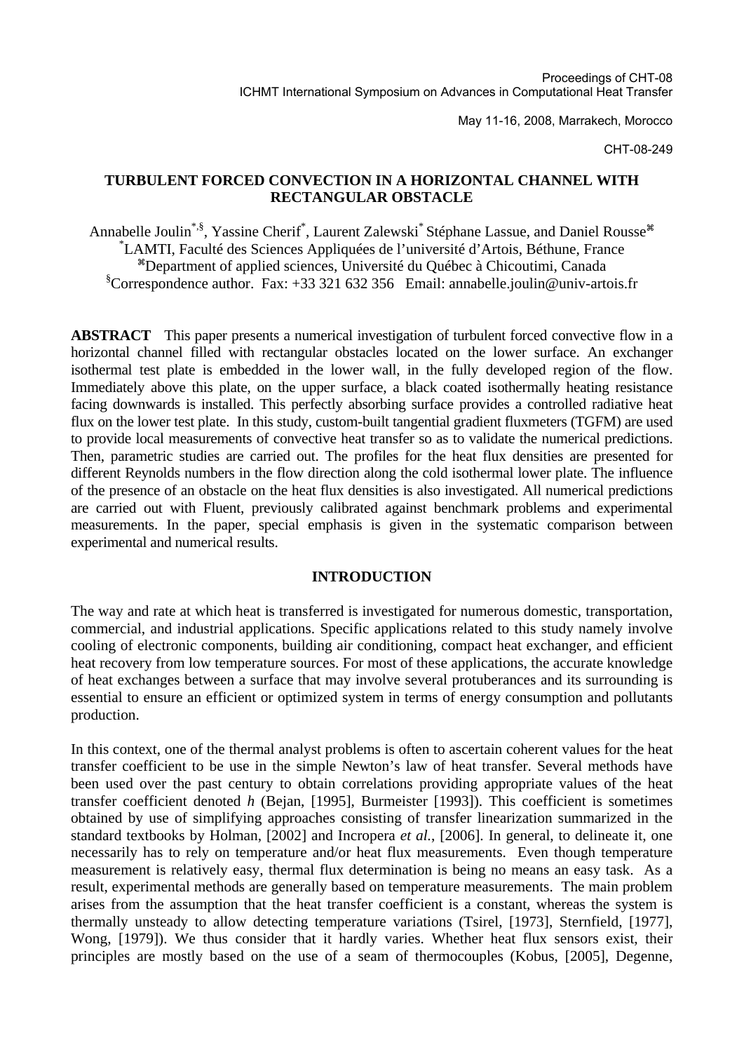Proceedings of CHT-08
ICHMT International Symposium on Advances in Computational Heat Transfer

May 11-16, 2008, Marrakech, Morocco

CHT-08-249

# TURBULENT FORCED CONVECTION IN A HORIZONTAL CHANNEL WITH RECTANGULAR OBSTACLE

Annabelle Joulin[*,§], Yassine Cherif[*], Laurent Zalewski[*] Stéphane Lassue, and Daniel Rousse[⌘]
[*]LAMTI, Faculté des Sciences Appliquées de l'université d'Artois, Béthune, France
[⌘]Department of applied sciences, Université du Québec à Chicoutimi, Canada
[§]Correspondence author. Fax: +33 321 632 356 Email: annabelle.joulin@univ-artois.fr

**ABSTRACT** This paper presents a numerical investigation of turbulent forced convective flow in a horizontal channel filled with rectangular obstacles located on the lower surface. An exchanger isothermal test plate is embedded in the lower wall, in the fully developed region of the flow. Immediately above this plate, on the upper surface, a black coated isothermally heating resistance facing downwards is installed. This perfectly absorbing surface provides a controlled radiative heat flux on the lower test plate. In this study, custom-built tangential gradient fluxmeters (TGFM) are used to provide local measurements of convective heat transfer so as to validate the numerical predictions. Then, parametric studies are carried out. The profiles for the heat flux densities are presented for different Reynolds numbers in the flow direction along the cold isothermal lower plate. The influence of the presence of an obstacle on the heat flux densities is also investigated. All numerical predictions are carried out with Fluent, previously calibrated against benchmark problems and experimental measurements. In the paper, special emphasis is given in the systematic comparison between experimental and numerical results.

## INTRODUCTION

The way and rate at which heat is transferred is investigated for numerous domestic, transportation, commercial, and industrial applications. Specific applications related to this study namely involve cooling of electronic components, building air conditioning, compact heat exchanger, and efficient heat recovery from low temperature sources. For most of these applications, the accurate knowledge of heat exchanges between a surface that may involve several protuberances and its surrounding is essential to ensure an efficient or optimized system in terms of energy consumption and pollutants production.

In this context, one of the thermal analyst problems is often to ascertain coherent values for the heat transfer coefficient to be use in the simple Newton's law of heat transfer. Several methods have been used over the past century to obtain correlations providing appropriate values of the heat transfer coefficient denoted *h* (Bejan, [1995], Burmeister [1993]). This coefficient is sometimes obtained by use of simplifying approaches consisting of transfer linearization summarized in the standard textbooks by Holman, [2002] and Incropera *et al.*, [2006]. In general, to delineate it, one necessarily has to rely on temperature and/or heat flux measurements. Even though temperature measurement is relatively easy, thermal flux determination is being no means an easy task. As a result, experimental methods are generally based on temperature measurements. The main problem arises from the assumption that the heat transfer coefficient is a constant, whereas the system is thermally unsteady to allow detecting temperature variations (Tsirel, [1973], Sternfield, [1977], Wong, [1979]). We thus consider that it hardly varies. Whether heat flux sensors exist, their principles are mostly based on the use of a seam of thermocouples (Kobus, [2005], Degenne,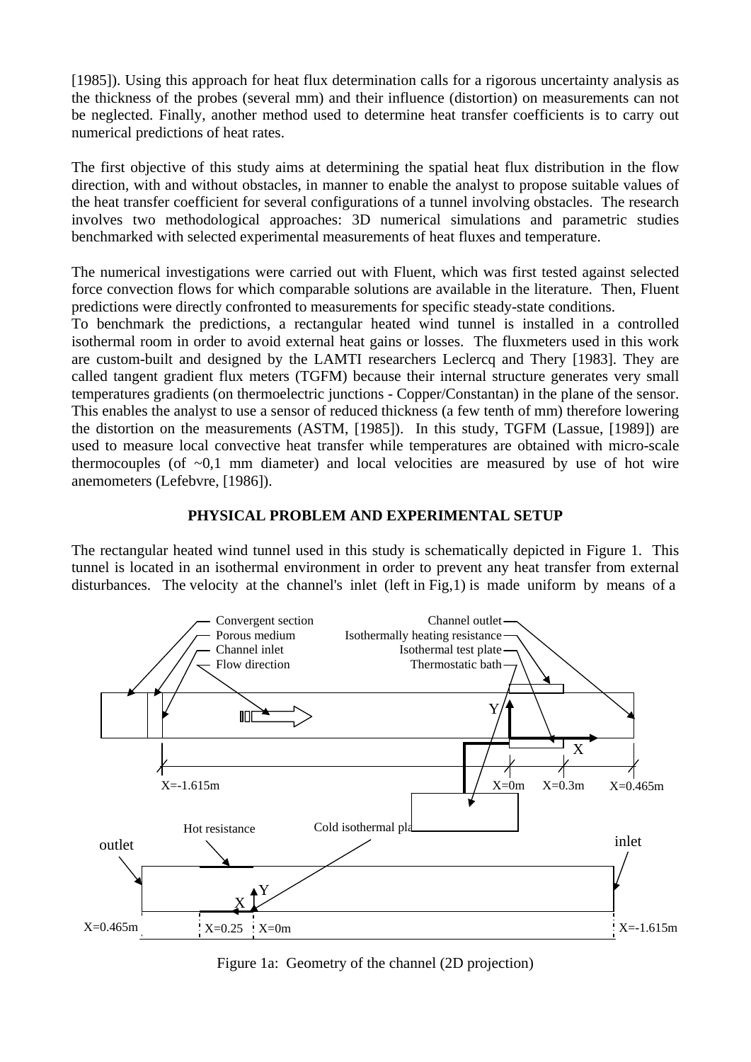[1985]). Using this approach for heat flux determination calls for a rigorous uncertainty analysis as the thickness of the probes (several mm) and their influence (distortion) on measurements can not be neglected. Finally, another method used to determine heat transfer coefficients is to carry out numerical predictions of heat rates.

The first objective of this study aims at determining the spatial heat flux distribution in the flow direction, with and without obstacles, in manner to enable the analyst to propose suitable values of the heat transfer coefficient for several configurations of a tunnel involving obstacles. The research involves two methodological approaches: 3D numerical simulations and parametric studies benchmarked with selected experimental measurements of heat fluxes and temperature.

The numerical investigations were carried out with Fluent, which was first tested against selected force convection flows for which comparable solutions are available in the literature. Then, Fluent predictions were directly confronted to measurements for specific steady-state conditions.
To benchmark the predictions, a rectangular heated wind tunnel is installed in a controlled isothermal room in order to avoid external heat gains or losses. The fluxmeters used in this work are custom-built and designed by the LAMTI researchers Leclercq and Thery [1983]. They are called tangent gradient flux meters (TGFM) because their internal structure generates very small temperatures gradients (on thermoelectric junctions - Copper/Constantan) in the plane of the sensor. This enables the analyst to use a sensor of reduced thickness (a few tenth of mm) therefore lowering the distortion on the measurements (ASTM, [1985]). In this study, TGFM (Lassue, [1989]) are used to measure local convective heat transfer while temperatures are obtained with micro-scale thermocouples (of ~0,1 mm diameter) and local velocities are measured by use of hot wire anemometers (Lefebvre, [1986]).

## PHYSICAL PROBLEM AND EXPERIMENTAL SETUP

The rectangular heated wind tunnel used in this study is schematically depicted in Figure 1. This tunnel is located in an isothermal environment in order to prevent any heat transfer from external disturbances. The velocity at the channel's inlet (left in Fig,1) is made uniform by means of a

Convergent section
Porous medium
Channel inlet
Flow direction
Channel outlet
Isothermally heating resistance
Isothermal test plate
Thermostatic bath
Y
X
X=-1.615m
X=0m
X=0.3m
X=0.465m
Hot resistance
Cold isothermal pla
outlet
inlet
Y
X
X=0.465m
X=0.25
X=0m
X=-1.615m

Figure 1a: Geometry of the channel (2D projection)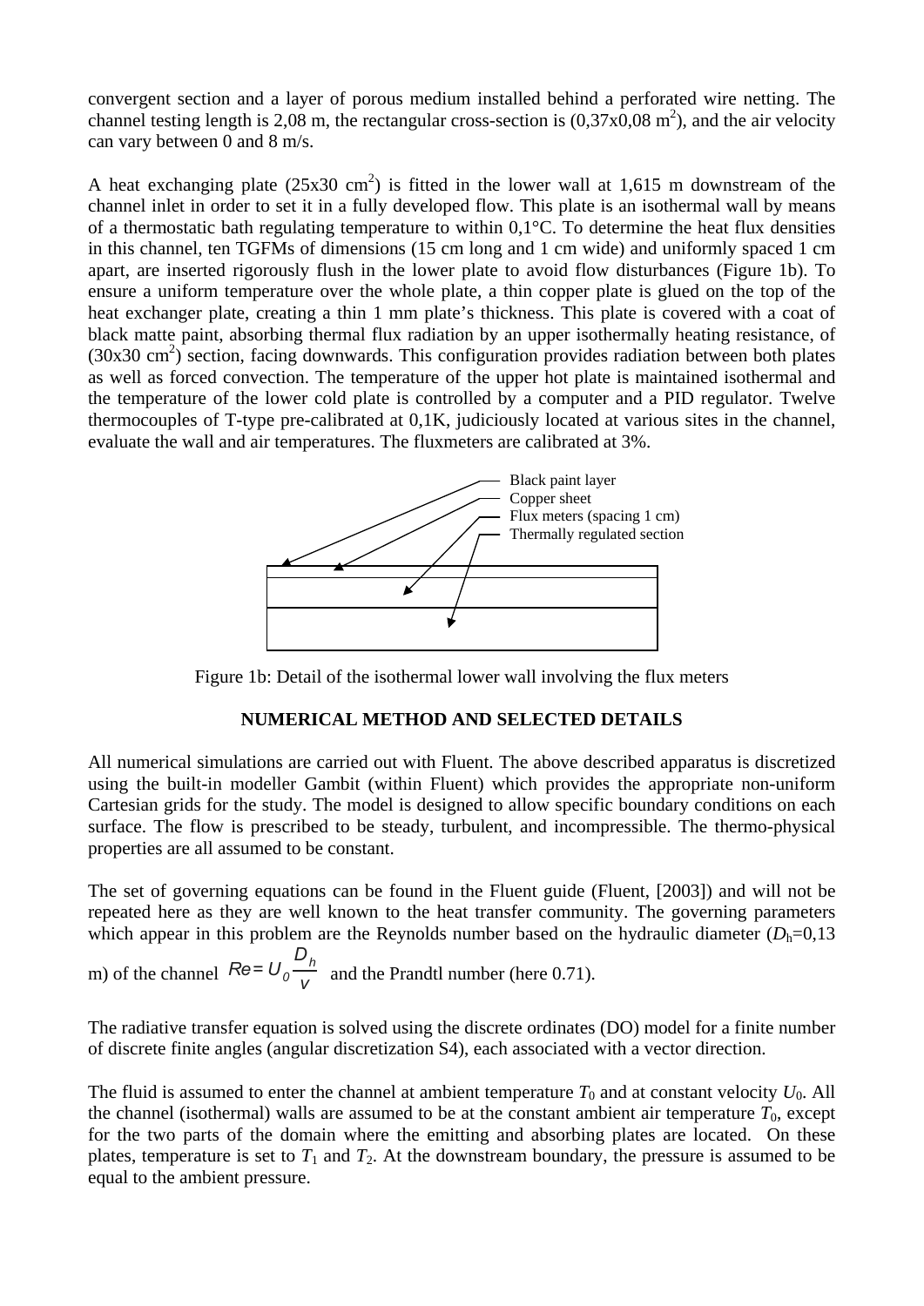convergent section and a layer of porous medium installed behind a perforated wire netting. The channel testing length is 2,08 m, the rectangular cross-section is (0,37x0,08 m$^2$), and the air velocity can vary between 0 and 8 m/s.

A heat exchanging plate (25x30 cm$^2$) is fitted in the lower wall at 1,615 m downstream of the channel inlet in order to set it in a fully developed flow. This plate is an isothermal wall by means of a thermostatic bath regulating temperature to within 0,1°C. To determine the heat flux densities in this channel, ten TGFMs of dimensions (15 cm long and 1 cm wide) and uniformly spaced 1 cm apart, are inserted rigorously flush in the lower plate to avoid flow disturbances (Figure 1b). To ensure a uniform temperature over the whole plate, a thin copper plate is glued on the top of the heat exchanger plate, creating a thin 1 mm plate's thickness. This plate is covered with a coat of black matte paint, absorbing thermal flux radiation by an upper isothermally heating resistance, of (30x30 cm$^2$) section, facing downwards. This configuration provides radiation between both plates as well as forced convection. The temperature of the upper hot plate is maintained isothermal and the temperature of the lower cold plate is controlled by a computer and a PID regulator. Twelve thermocouples of T-type pre-calibrated at 0,1K, judiciously located at various sites in the channel, evaluate the wall and air temperatures. The fluxmeters are calibrated at 3%.

Black paint layer
Copper sheet
Flux meters (spacing 1 cm)
Thermally regulated section

Figure 1b: Detail of the isothermal lower wall involving the flux meters

## NUMERICAL METHOD AND SELECTED DETAILS

All numerical simulations are carried out with Fluent. The above described apparatus is discretized using the built-in modeller Gambit (within Fluent) which provides the appropriate non-uniform Cartesian grids for the study. The model is designed to allow specific boundary conditions on each surface. The flow is prescribed to be steady, turbulent, and incompressible. The thermo-physical properties are all assumed to be constant.

The set of governing equations can be found in the Fluent guide (Fluent, [2003]) and will not be repeated here as they are well known to the heat transfer community. The governing parameters which appear in this problem are the Reynolds number based on the hydraulic diameter ($D_h$=0,13 m) of the channel $Re = U_0 \dfrac{D_h}{\nu}$ and the Prandtl number (here 0.71).

The radiative transfer equation is solved using the discrete ordinates (DO) model for a finite number of discrete finite angles (angular discretization S4), each associated with a vector direction.

The fluid is assumed to enter the channel at ambient temperature $T_0$ and at constant velocity $U_0$. All the channel (isothermal) walls are assumed to be at the constant ambient air temperature $T_0$, except for the two parts of the domain where the emitting and absorbing plates are located. On these plates, temperature is set to $T_1$ and $T_2$. At the downstream boundary, the pressure is assumed to be equal to the ambient pressure.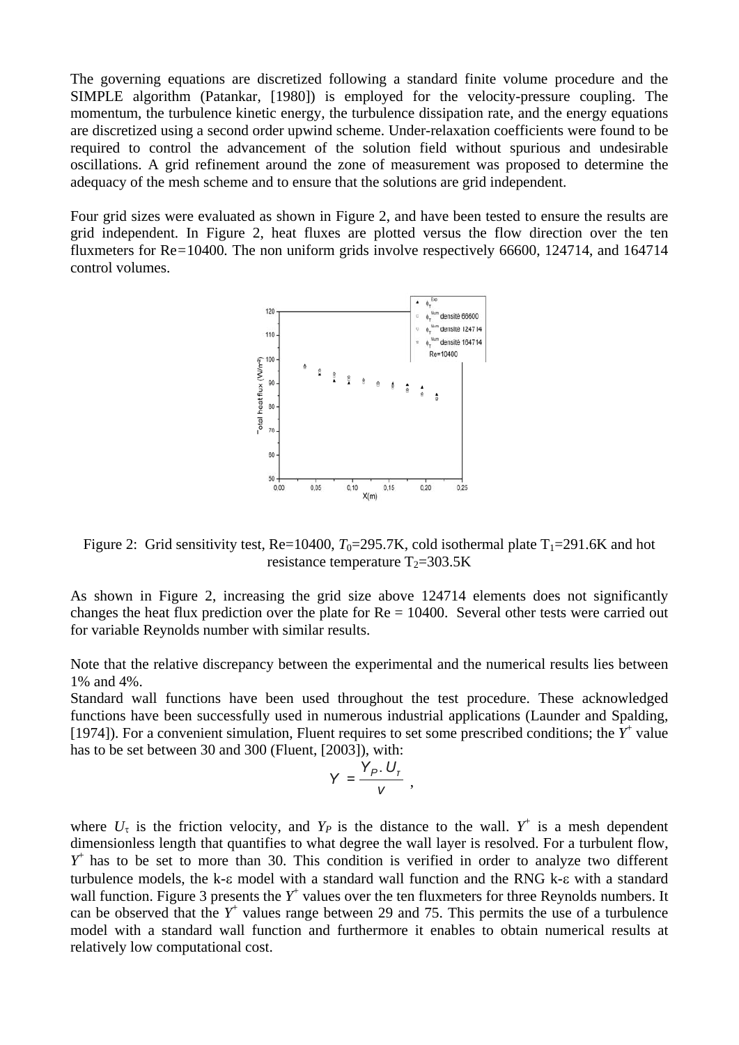The governing equations are discretized following a standard finite volume procedure and the SIMPLE algorithm (Patankar, [1980]) is employed for the velocity-pressure coupling. The momentum, the turbulence kinetic energy, the turbulence dissipation rate, and the energy equations are discretized using a second order upwind scheme. Under-relaxation coefficients were found to be required to control the advancement of the solution field without spurious and undesirable oscillations. A grid refinement around the zone of measurement was proposed to determine the adequacy of the mesh scheme and to ensure that the solutions are grid independent.

Four grid sizes were evaluated as shown in Figure 2, and have been tested to ensure the results are grid independent. In Figure 2, heat fluxes are plotted versus the flow direction over the ten fluxmeters for Re=10400. The non uniform grids involve respectively 66600, 124714, and 164714 control volumes.

Figure 2: Grid sensitivity test, Re=10400, $T_0$=295.7K, cold isothermal plate $T_1$=291.6K and hot resistance temperature $T_2$=303.5K

As shown in Figure 2, increasing the grid size above 124714 elements does not significantly changes the heat flux prediction over the plate for Re = 10400. Several other tests were carried out for variable Reynolds number with similar results.

Note that the relative discrepancy between the experimental and the numerical results lies between 1% and 4%.

Standard wall functions have been used throughout the test procedure. These acknowledged functions have been successfully used in numerous industrial applications (Launder and Spalding, [1974]). For a convenient simulation, Fluent requires to set some prescribed conditions; the $Y^+$ value has to be set between 30 and 300 (Fluent, [2003]), with:

$$Y^+ = \frac{Y_P . U_\tau}{\nu} ,$$

where $U_\tau$ is the friction velocity, and $Y_P$ is the distance to the wall. $Y^+$ is a mesh dependent dimensionless length that quantifies to what degree the wall layer is resolved. For a turbulent flow, $Y^+$ has to be set to more than 30. This condition is verified in order to analyze two different turbulence models, the k-ε model with a standard wall function and the RNG k-ε with a standard wall function. Figure 3 presents the $Y^+$ values over the ten fluxmeters for three Reynolds numbers. It can be observed that the $Y^+$ values range between 29 and 75. This permits the use of a turbulence model with a standard wall function and furthermore it enables to obtain numerical results at relatively low computational cost.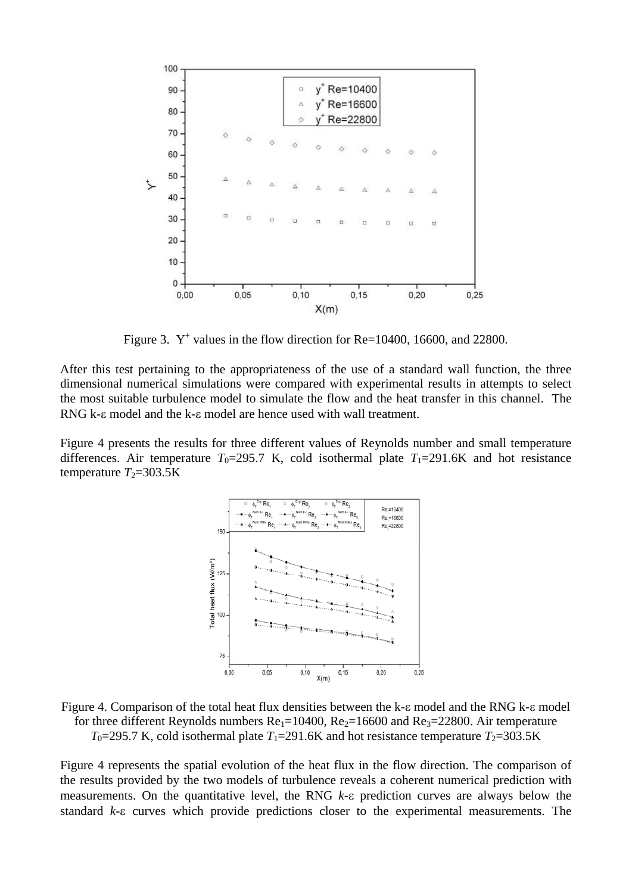Figure 3. $Y^+$ values in the flow direction for Re=10400, 16600, and 22800.

After this test pertaining to the appropriateness of the use of a standard wall function, the three dimensional numerical simulations were compared with experimental results in attempts to select the most suitable turbulence model to simulate the flow and the heat transfer in this channel. The RNG k-ε model and the k-ε model are hence used with wall treatment.

Figure 4 presents the results for three different values of Reynolds number and small temperature differences. Air temperature $T_0$=295.7 K, cold isothermal plate $T_1$=291.6K and hot resistance temperature $T_2$=303.5K

Figure 4. Comparison of the total heat flux densities between the k-ε model and the RNG k-ε model for three different Reynolds numbers $Re_1$=10400, $Re_2$=16600 and $Re_3$=22800. Air temperature $T_0$=295.7 K, cold isothermal plate $T_1$=291.6K and hot resistance temperature $T_2$=303.5K

Figure 4 represents the spatial evolution of the heat flux in the flow direction. The comparison of the results provided by the two models of turbulence reveals a coherent numerical prediction with measurements. On the quantitative level, the RNG *k*-ε prediction curves are always below the standard *k*-ε curves which provide predictions closer to the experimental measurements. The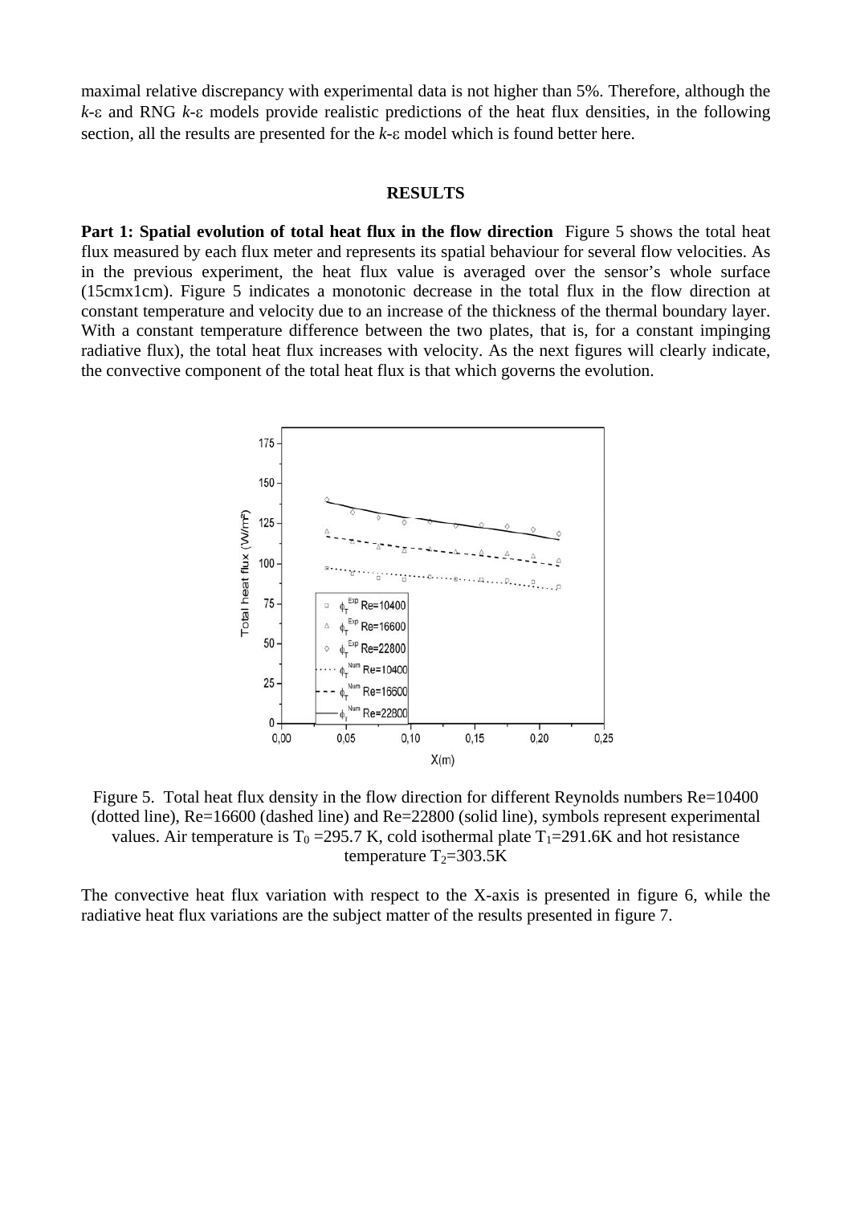maximal relative discrepancy with experimental data is not higher than 5%. Therefore, although the *k*-ε and RNG *k*-ε models provide realistic predictions of the heat flux densities, in the following section, all the results are presented for the *k*-ε model which is found better here.

## RESULTS

**Part 1: Spatial evolution of total heat flux in the flow direction** Figure 5 shows the total heat flux measured by each flux meter and represents its spatial behaviour for several flow velocities. As in the previous experiment, the heat flux value is averaged over the sensor's whole surface (15cmx1cm). Figure 5 indicates a monotonic decrease in the total flux in the flow direction at constant temperature and velocity due to an increase of the thickness of the thermal boundary layer. With a constant temperature difference between the two plates, that is, for a constant impinging radiative flux), the total heat flux increases with velocity. As the next figures will clearly indicate, the convective component of the total heat flux is that which governs the evolution.

Figure 5. Total heat flux density in the flow direction for different Reynolds numbers Re=10400 (dotted line), Re=16600 (dashed line) and Re=22800 (solid line), symbols represent experimental values. Air temperature is $T_0$ =295.7 K, cold isothermal plate $T_1$=291.6K and hot resistance temperature $T_2$=303.5K

The convective heat flux variation with respect to the X-axis is presented in figure 6, while the radiative heat flux variations are the subject matter of the results presented in figure 7.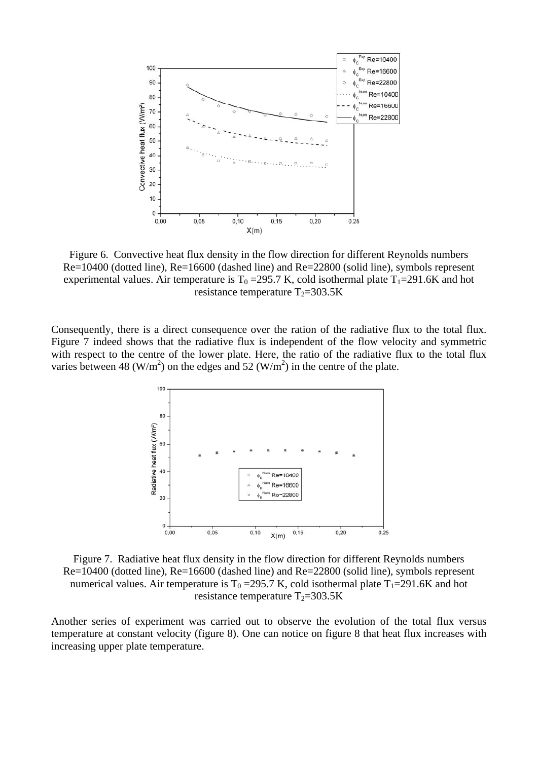Figure 6. Convective heat flux density in the flow direction for different Reynolds numbers Re=10400 (dotted line), Re=16600 (dashed line) and Re=22800 (solid line), symbols represent experimental values. Air temperature is $T_0$ =295.7 K, cold isothermal plate $T_1$=291.6K and hot resistance temperature $T_2$=303.5K

Consequently, there is a direct consequence over the ration of the radiative flux to the total flux. Figure 7 indeed shows that the radiative flux is independent of the flow velocity and symmetric with respect to the centre of the lower plate. Here, the ratio of the radiative flux to the total flux varies between 48 (W/m$^2$) on the edges and 52 (W/m$^2$) in the centre of the plate.

Figure 7. Radiative heat flux density in the flow direction for different Reynolds numbers Re=10400 (dotted line), Re=16600 (dashed line) and Re=22800 (solid line), symbols represent numerical values. Air temperature is $T_0$ =295.7 K, cold isothermal plate $T_1$=291.6K and hot resistance temperature $T_2$=303.5K

Another series of experiment was carried out to observe the evolution of the total flux versus temperature at constant velocity (figure 8). One can notice on figure 8 that heat flux increases with increasing upper plate temperature.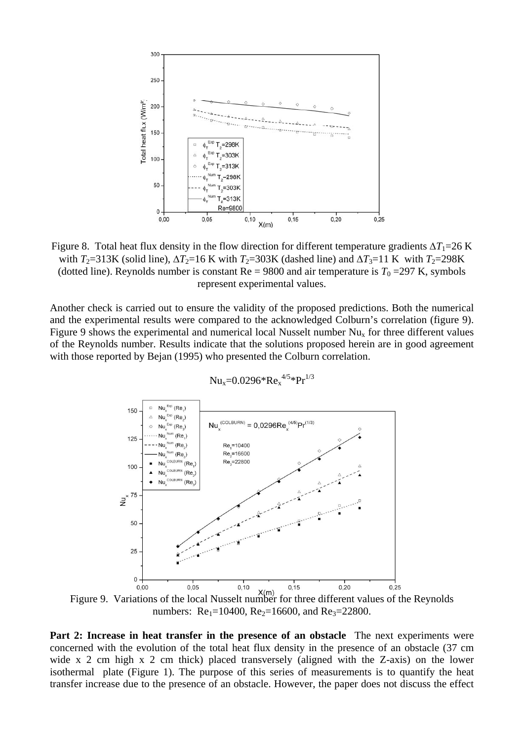Figure 8. Total heat flux density in the flow direction for different temperature gradients $\Delta T_1$=26 K with $T_2$=313K (solid line), $\Delta T_2$=16 K with $T_2$=303K (dashed line) and $\Delta T_3$=11 K with $T_2$=298K (dotted line). Reynolds number is constant Re = 9800 and air temperature is $T_0$ =297 K, symbols represent experimental values.

Another check is carried out to ensure the validity of the proposed predictions. Both the numerical and the experimental results were compared to the acknowledged Colburn's correlation (figure 9). Figure 9 shows the experimental and numerical local Nusselt number $Nu_x$ for three different values of the Reynolds number. Results indicate that the solutions proposed herein are in good agreement with those reported by Bejan (1995) who presented the Colburn correlation.

$$Nu_x=0.0296*Re_x^{4/5}*Pr^{1/3}$$

Figure 9. Variations of the local Nusselt number for three different values of the Reynolds numbers: $Re_1$=10400, $Re_2$=16600, and $Re_3$=22800.

**Part 2: Increase in heat transfer in the presence of an obstacle** The next experiments were concerned with the evolution of the total heat flux density in the presence of an obstacle (37 cm wide x 2 cm high x 2 cm thick) placed transversely (aligned with the Z-axis) on the lower isothermal plate (Figure 1). The purpose of this series of measurements is to quantify the heat transfer increase due to the presence of an obstacle. However, the paper does not discuss the effect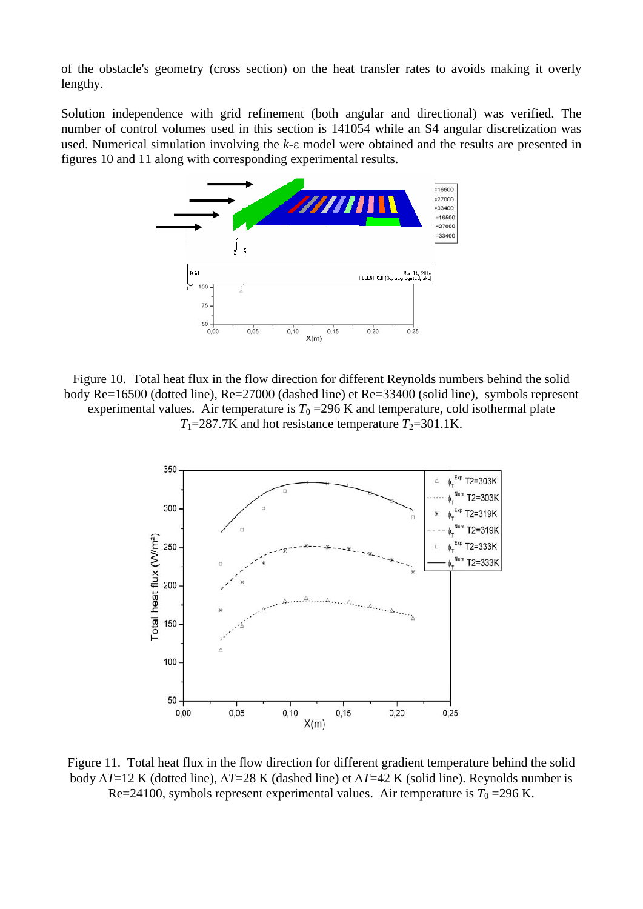of the obstacle's geometry (cross section) on the heat transfer rates to avoids making it overly lengthy.

Solution independence with grid refinement (both angular and directional) was verified. The number of control volumes used in this section is 141054 while an S4 angular discretization was used. Numerical simulation involving the *k*-ε model were obtained and the results are presented in figures 10 and 11 along with corresponding experimental results.

Figure 10. Total heat flux in the flow direction for different Reynolds numbers behind the solid body Re=16500 (dotted line), Re=27000 (dashed line) et Re=33400 (solid line), symbols represent experimental values. Air temperature is $T_0$ =296 K and temperature, cold isothermal plate $T_1$=287.7K and hot resistance temperature $T_2$=301.1K.

Figure 11. Total heat flux in the flow direction for different gradient temperature behind the solid body $\Delta T$=12 K (dotted line), $\Delta T$=28 K (dashed line) et $\Delta T$=42 K (solid line). Reynolds number is Re=24100, symbols represent experimental values. Air temperature is $T_0$ =296 K.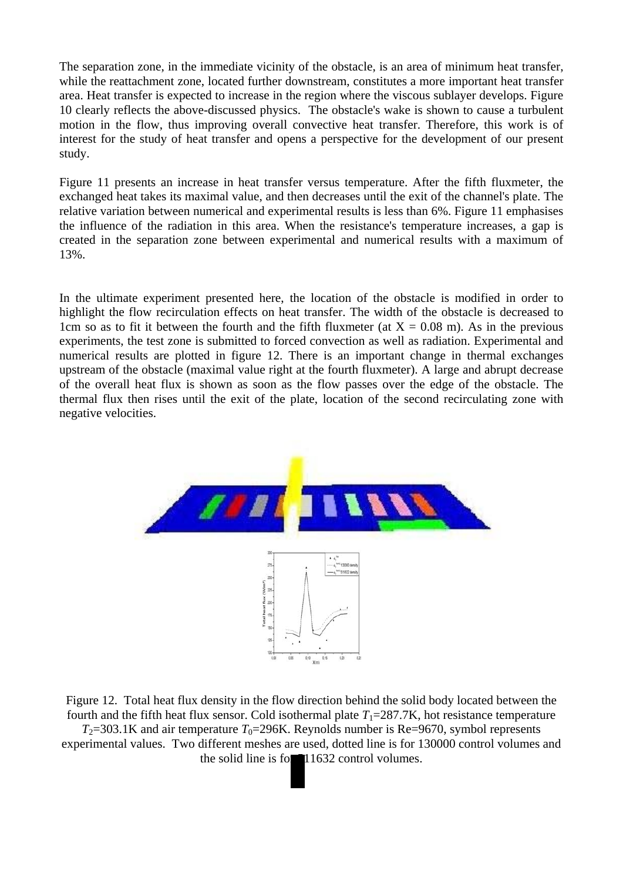The separation zone, in the immediate vicinity of the obstacle, is an area of minimum heat transfer, while the reattachment zone, located further downstream, constitutes a more important heat transfer area. Heat transfer is expected to increase in the region where the viscous sublayer develops. Figure 10 clearly reflects the above-discussed physics. The obstacle's wake is shown to cause a turbulent motion in the flow, thus improving overall convective heat transfer. Therefore, this work is of interest for the study of heat transfer and opens a perspective for the development of our present study.

Figure 11 presents an increase in heat transfer versus temperature. After the fifth fluxmeter, the exchanged heat takes its maximal value, and then decreases until the exit of the channel's plate. The relative variation between numerical and experimental results is less than 6%. Figure 11 emphasises the influence of the radiation in this area. When the resistance's temperature increases, a gap is created in the separation zone between experimental and numerical results with a maximum of 13%.

In the ultimate experiment presented here, the location of the obstacle is modified in order to highlight the flow recirculation effects on heat transfer. The width of the obstacle is decreased to 1cm so as to fit it between the fourth and the fifth fluxmeter (at X = 0.08 m). As in the previous experiments, the test zone is submitted to forced convection as well as radiation. Experimental and numerical results are plotted in figure 12. There is an important change in thermal exchanges upstream of the obstacle (maximal value right at the fourth fluxmeter). A large and abrupt decrease of the overall heat flux is shown as soon as the flow passes over the edge of the obstacle. The thermal flux then rises until the exit of the plate, location of the second recirculating zone with negative velocities.

Figure 12. Total heat flux density in the flow direction behind the solid body located between the fourth and the fifth heat flux sensor. Cold isothermal plate $T_1$=287.7K, hot resistance temperature $T_2$=303.1K and air temperature $T_0$=296K. Reynolds number is Re=9670, symbol represents experimental values. Two different meshes are used, dotted line is for 130000 control volumes and the solid line is for 511632 control volumes.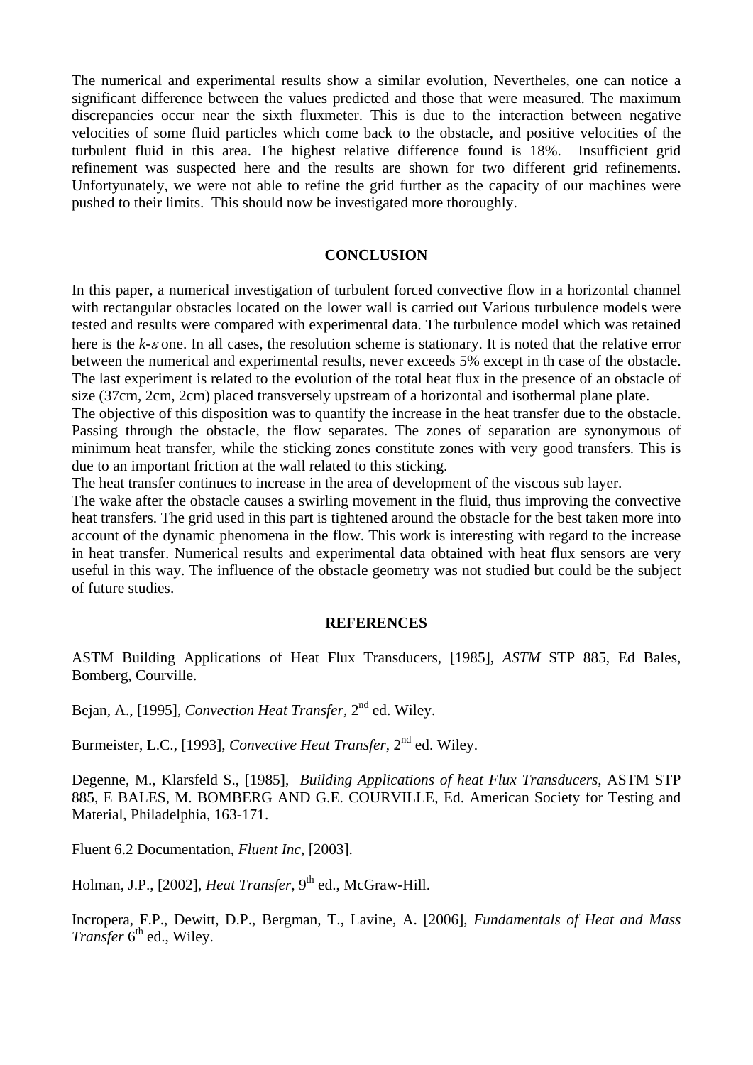The numerical and experimental results show a similar evolution, Nevertheles, one can notice a significant difference between the values predicted and those that were measured. The maximum discrepancies occur near the sixth fluxmeter. This is due to the interaction between negative velocities of some fluid particles which come back to the obstacle, and positive velocities of the turbulent fluid in this area. The highest relative difference found is 18%. Insufficient grid refinement was suspected here and the results are shown for two different grid refinements. Unfortyunately, we were not able to refine the grid further as the capacity of our machines were pushed to their limits. This should now be investigated more thoroughly.

## CONCLUSION

In this paper, a numerical investigation of turbulent forced convective flow in a horizontal channel with rectangular obstacles located on the lower wall is carried out Various turbulence models were tested and results were compared with experimental data. The turbulence model which was retained here is the $k$-$\varepsilon$ one. In all cases, the resolution scheme is stationary. It is noted that the relative error between the numerical and experimental results, never exceeds 5% except in th case of the obstacle. The last experiment is related to the evolution of the total heat flux in the presence of an obstacle of size (37cm, 2cm, 2cm) placed transversely upstream of a horizontal and isothermal plane plate.

The objective of this disposition was to quantify the increase in the heat transfer due to the obstacle. Passing through the obstacle, the flow separates. The zones of separation are synonymous of minimum heat transfer, while the sticking zones constitute zones with very good transfers. This is due to an important friction at the wall related to this sticking.

The heat transfer continues to increase in the area of development of the viscous sub layer.

The wake after the obstacle causes a swirling movement in the fluid, thus improving the convective heat transfers. The grid used in this part is tightened around the obstacle for the best taken more into account of the dynamic phenomena in the flow. This work is interesting with regard to the increase in heat transfer. Numerical results and experimental data obtained with heat flux sensors are very useful in this way. The influence of the obstacle geometry was not studied but could be the subject of future studies.

## REFERENCES

ASTM Building Applications of Heat Flux Transducers, [1985], *ASTM* STP 885, Ed Bales, Bomberg, Courville.

Bejan, A., [1995], *Convection Heat Transfer*, 2nd ed. Wiley.

Burmeister, L.C., [1993], *Convective Heat Transfer*, 2nd ed. Wiley.

Degenne, M., Klarsfeld S., [1985], *Building Applications of heat Flux Transducers*, ASTM STP 885, E BALES, M. BOMBERG AND G.E. COURVILLE, Ed. American Society for Testing and Material, Philadelphia, 163-171.

Fluent 6.2 Documentation, *Fluent Inc*, [2003].

Holman, J.P., [2002], *Heat Transfer*, 9th ed., McGraw-Hill.

Incropera, F.P., Dewitt, D.P., Bergman, T., Lavine, A. [2006], *Fundamentals of Heat and Mass Transfer* 6th ed., Wiley.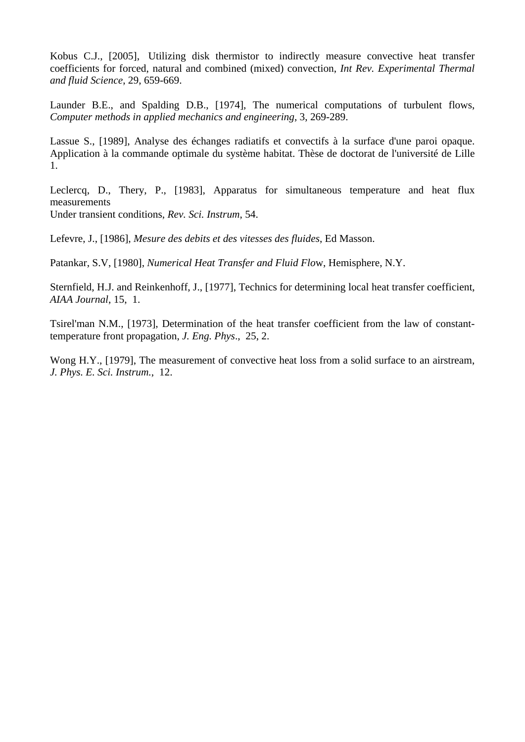Kobus C.J., [2005], Utilizing disk thermistor to indirectly measure convective heat transfer coefficients for forced, natural and combined (mixed) convection, *Int Rev. Experimental Thermal and fluid Science*, 29, 659-669.

Launder B.E., and Spalding D.B., [1974], The numerical computations of turbulent flows, *Computer methods in applied mechanics and engineering*, 3, 269-289.

Lassue S., [1989], Analyse des échanges radiatifs et convectifs à la surface d'une paroi opaque. Application à la commande optimale du système habitat. Thèse de doctorat de l'université de Lille 1.

Leclercq, D., Thery, P., [1983], Apparatus for simultaneous temperature and heat flux measurements
Under transient conditions, *Rev. Sci. Instrum*, 54.

Lefevre, J., [1986], *Mesure des debits et des vitesses des fluides*, Ed Masson.

Patankar, S.V, [1980], *Numerical Heat Transfer and Fluid Flo*w, Hemisphere, N.Y.

Sternfield, H.J. and Reinkenhoff, J., [1977], Technics for determining local heat transfer coefficient, *AIAA Journal*, 15, 1.

Tsirel'man N.M., [1973], Determination of the heat transfer coefficient from the law of constant-temperature front propagation, *J. Eng. Phys*., 25, 2.

Wong H.Y., [1979], The measurement of convective heat loss from a solid surface to an airstream, *J. Phys. E. Sci. Instrum.*, 12.